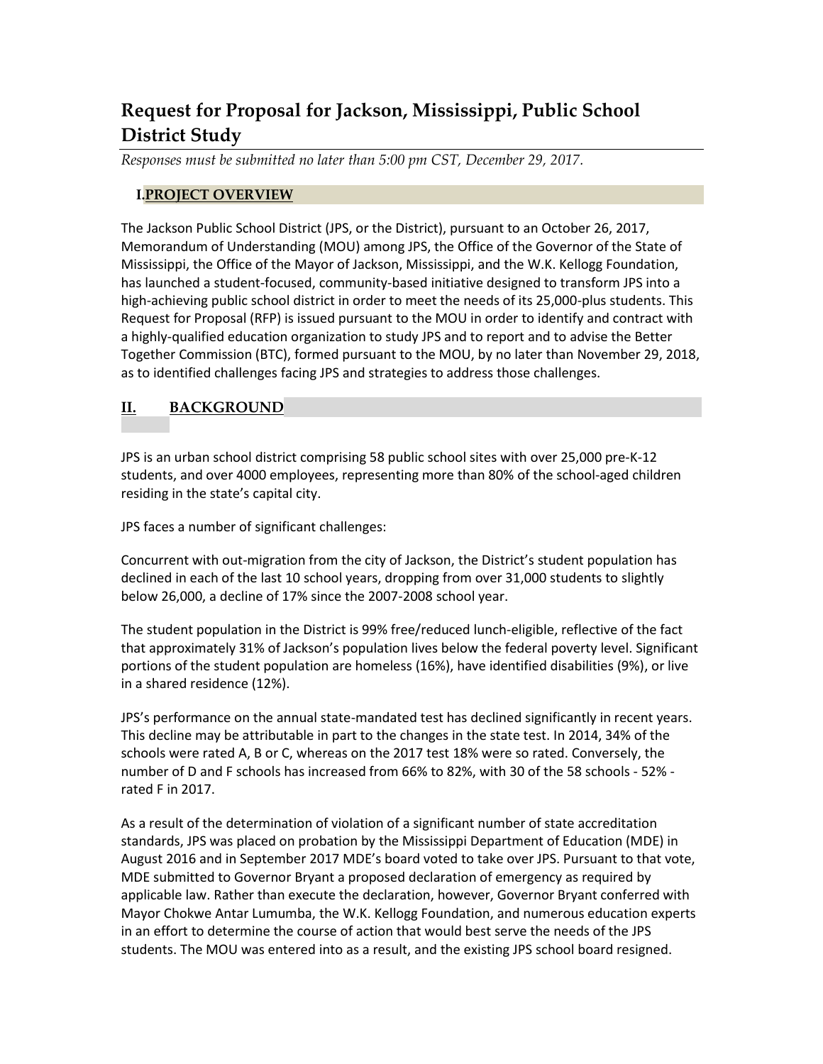# Request for Proposal for Jackson, Mississippi, Public School District Study

*Responses must be submitted no later than 5:00 pm CST, December 29, 2017.*

## I. PROJECT OVERVIEW

The Jackson Public School District (JPS, or the District), pursuant to an October 26, 2017, Memorandum of Understanding (MOU) among JPS, the Office of the Governor of the State of Mississippi, the Office of the Mayor of Jackson, Mississippi, and the W.K. Kellogg Foundation, has launched a student-focused, community-based initiative designed to transform JPS into a high-achieving public school district in order to meet the needs of its 25,000-plus students. This Request for Proposal (RFP) is issued pursuant to the MOU in order to identify and contract with a highly-qualified education organization to study JPS and to report and to advise the Better Together Commission (BTC), formed pursuant to the MOU, by no later than November 29, 2018, as to identified challenges facing JPS and strategies to address those challenges.

## II. BACKGROUND

JPS is an urban school district comprising 58 public school sites with over 25,000 pre-K-12 students, and over 4000 employees, representing more than 80% of the school-aged children residing in the state's capital city.

JPS faces a number of significant challenges:

Concurrent with out-migration from the city of Jackson, the District's student population has declined in each of the last 10 school years, dropping from over 31,000 students to slightly below 26,000, a decline of 17% since the 2007-2008 school year.

The student population in the District is 99% free/reduced lunch-eligible, reflective of the fact that approximately 31% of Jackson's population lives below the federal poverty level. Significant portions of the student population are homeless (16%), have identified disabilities (9%), or live in a shared residence (12%).

JPS's performance on the annual state-mandated test has declined significantly in recent years. This decline may be attributable in part to the changes in the state test. In 2014, 34% of the schools were rated A, B or C, whereas on the 2017 test 18% were so rated. Conversely, the number of D and F schools has increased from 66% to 82%, with 30 of the 58 schools - 52% - rated F in 2017.

As a result of the determination of violation of a significant number of state accreditation standards, JPS was placed on probation by the Mississippi Department of Education (MDE) in August 2016 and in September 2017 MDE's board voted to take over JPS. Pursuant to that vote, MDE submitted to Governor Bryant a proposed declaration of emergency as required by applicable law. Rather than execute the declaration, however, Governor Bryant conferred with Mayor Chokwe Antar Lumumba, the W.K. Kellogg Foundation, and numerous education experts in an effort to determine the course of action that would best serve the needs of the JPS students. The MOU was entered into as a result, and the existing JPS school board resigned.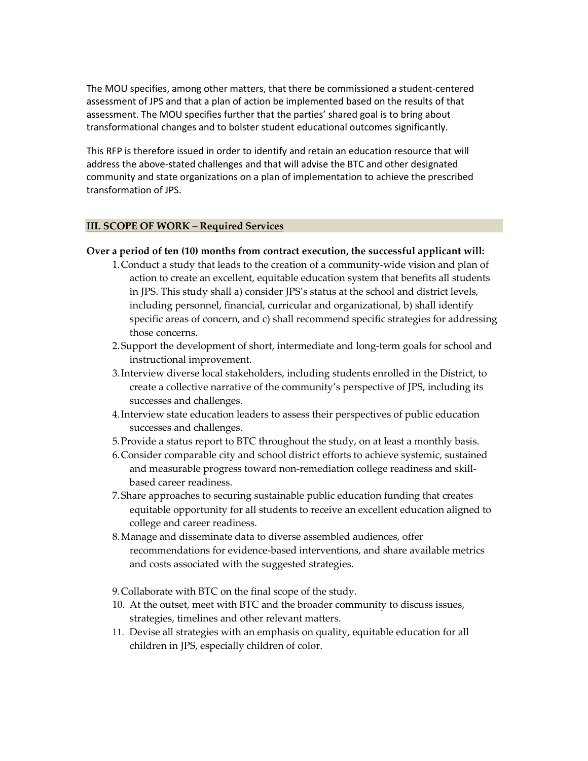The MOU specifies, among other matters, that there be commissioned a student-centered assessment of JPS and that a plan of action be implemented based on the results of that assessment. The MOU specifies further that the parties' shared goal is to bring about transformational changes and to bolster student educational outcomes significantly.

This RFP is therefore issued in order to identify and retain an education resource that will address the above-stated challenges and that will advise the BTC and other designated community and state organizations on a plan of implementation to achieve the prescribed transformation of JPS.

## III. SCOPE OF WORK – Required Services

**Over a period of ten (10) months from contract execution, the successful applicant will:**

1. Conduct a study that leads to the creation of a community-wide vision and plan of action to create an excellent, equitable education system that benefits all students in JPS. This study shall a) consider JPS's status at the school and district levels, including personnel, financial, curricular and organizational, b) shall identify specific areas of concern, and c) shall recommend specific strategies for addressing those concerns.
2. Support the development of short, intermediate and long-term goals for school and instructional improvement.
3. Interview diverse local stakeholders, including students enrolled in the District, to create a collective narrative of the community's perspective of JPS, including its successes and challenges.
4. Interview state education leaders to assess their perspectives of public education successes and challenges.
5. Provide a status report to BTC throughout the study, on at least a monthly basis.
6. Consider comparable city and school district efforts to achieve systemic, sustained and measurable progress toward non-remediation college readiness and skill-based career readiness.
7. Share approaches to securing sustainable public education funding that creates equitable opportunity for all students to receive an excellent education aligned to college and career readiness.
8. Manage and disseminate data to diverse assembled audiences, offer recommendations for evidence-based interventions, and share available metrics and costs associated with the suggested strategies.
9. Collaborate with BTC on the final scope of the study.
10. At the outset, meet with BTC and the broader community to discuss issues, strategies, timelines and other relevant matters.
11. Devise all strategies with an emphasis on quality, equitable education for all children in JPS, especially children of color.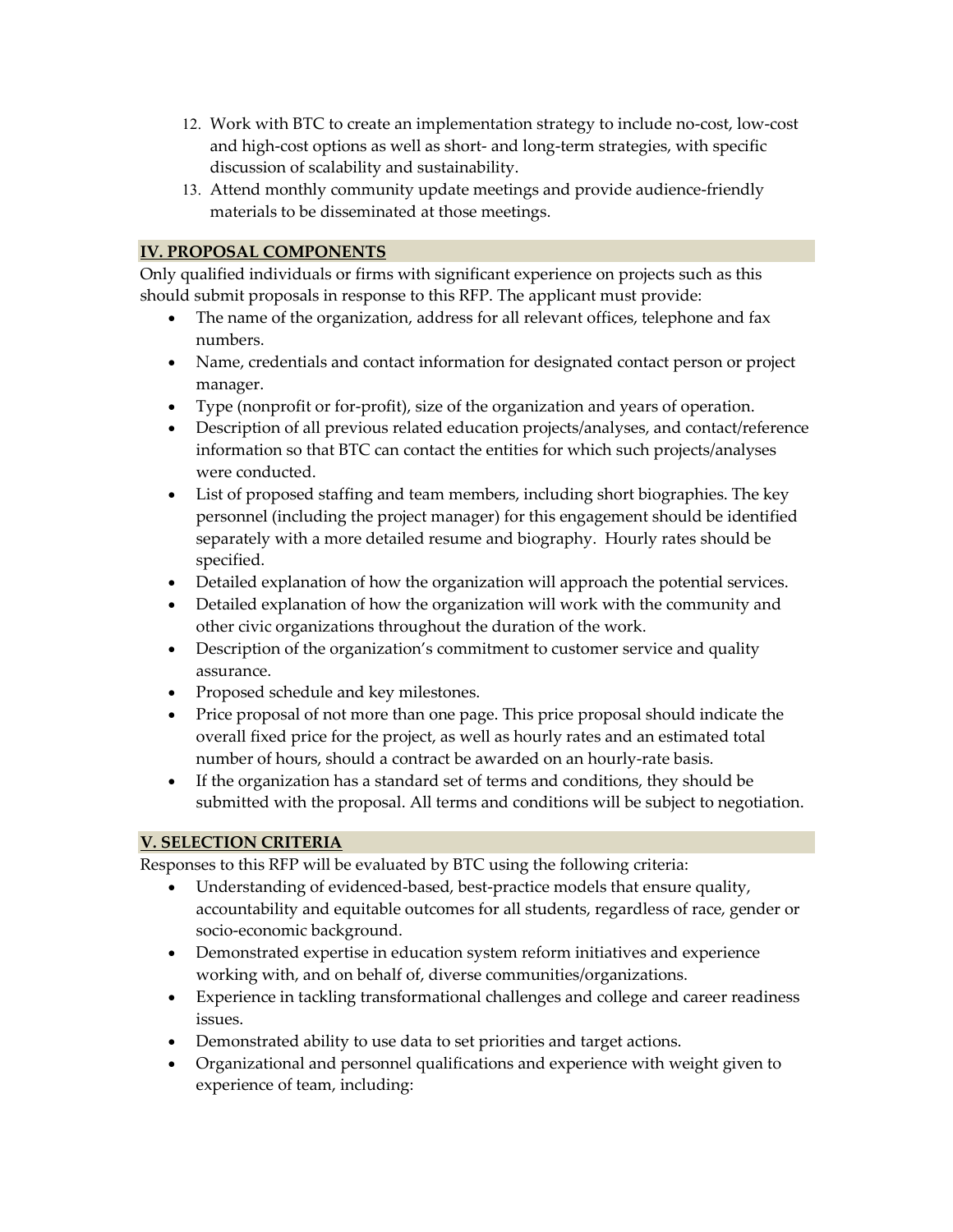12. Work with BTC to create an implementation strategy to include no-cost, low-cost and high-cost options as well as short- and long-term strategies, with specific discussion of scalability and sustainability.
13. Attend monthly community update meetings and provide audience-friendly materials to be disseminated at those meetings.

## IV. PROPOSAL COMPONENTS

Only qualified individuals or firms with significant experience on projects such as this should submit proposals in response to this RFP. The applicant must provide:

- The name of the organization, address for all relevant offices, telephone and fax numbers.
- Name, credentials and contact information for designated contact person or project manager.
- Type (nonprofit or for-profit), size of the organization and years of operation.
- Description of all previous related education projects/analyses, and contact/reference information so that BTC can contact the entities for which such projects/analyses were conducted.
- List of proposed staffing and team members, including short biographies. The key personnel (including the project manager) for this engagement should be identified separately with a more detailed resume and biography. Hourly rates should be specified.
- Detailed explanation of how the organization will approach the potential services.
- Detailed explanation of how the organization will work with the community and other civic organizations throughout the duration of the work.
- Description of the organization's commitment to customer service and quality assurance.
- Proposed schedule and key milestones.
- Price proposal of not more than one page. This price proposal should indicate the overall fixed price for the project, as well as hourly rates and an estimated total number of hours, should a contract be awarded on an hourly-rate basis.
- If the organization has a standard set of terms and conditions, they should be submitted with the proposal. All terms and conditions will be subject to negotiation.

## V. SELECTION CRITERIA

Responses to this RFP will be evaluated by BTC using the following criteria:

- Understanding of evidenced-based, best-practice models that ensure quality, accountability and equitable outcomes for all students, regardless of race, gender or socio-economic background.
- Demonstrated expertise in education system reform initiatives and experience working with, and on behalf of, diverse communities/organizations.
- Experience in tackling transformational challenges and college and career readiness issues.
- Demonstrated ability to use data to set priorities and target actions.
- Organizational and personnel qualifications and experience with weight given to experience of team, including: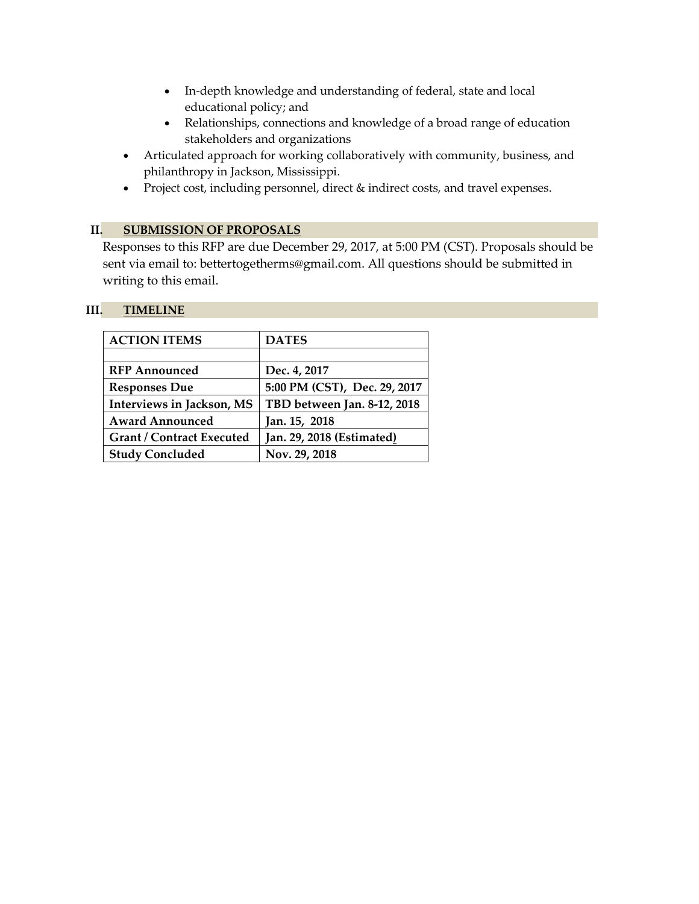- In-depth knowledge and understanding of federal, state and local educational policy; and
    - Relationships, connections and knowledge of a broad range of education stakeholders and organizations
- Articulated approach for working collaboratively with community, business, and philanthropy in Jackson, Mississippi.
- Project cost, including personnel, direct & indirect costs, and travel expenses.

## II. SUBMISSION OF PROPOSALS

Responses to this RFP are due December 29, 2017, at 5:00 PM (CST). Proposals should be sent via email to: bettertogetherms@gmail.com. All questions should be submitted in writing to this email.

## III. TIMELINE

| ACTION ITEMS | DATES |
|---|---|
| | |
| **RFP Announced** | **Dec. 4, 2017** |
| **Responses Due** | **5:00 PM (CST), Dec. 29, 2017** |
| **Interviews in Jackson, MS** | **TBD between Jan. 8-12, 2018** |
| **Award Announced** | **Jan. 15, 2018** |
| **Grant / Contract Executed** | **Jan. 29, 2018 (Estimated)** |
| **Study Concluded** | **Nov. 29, 2018** |